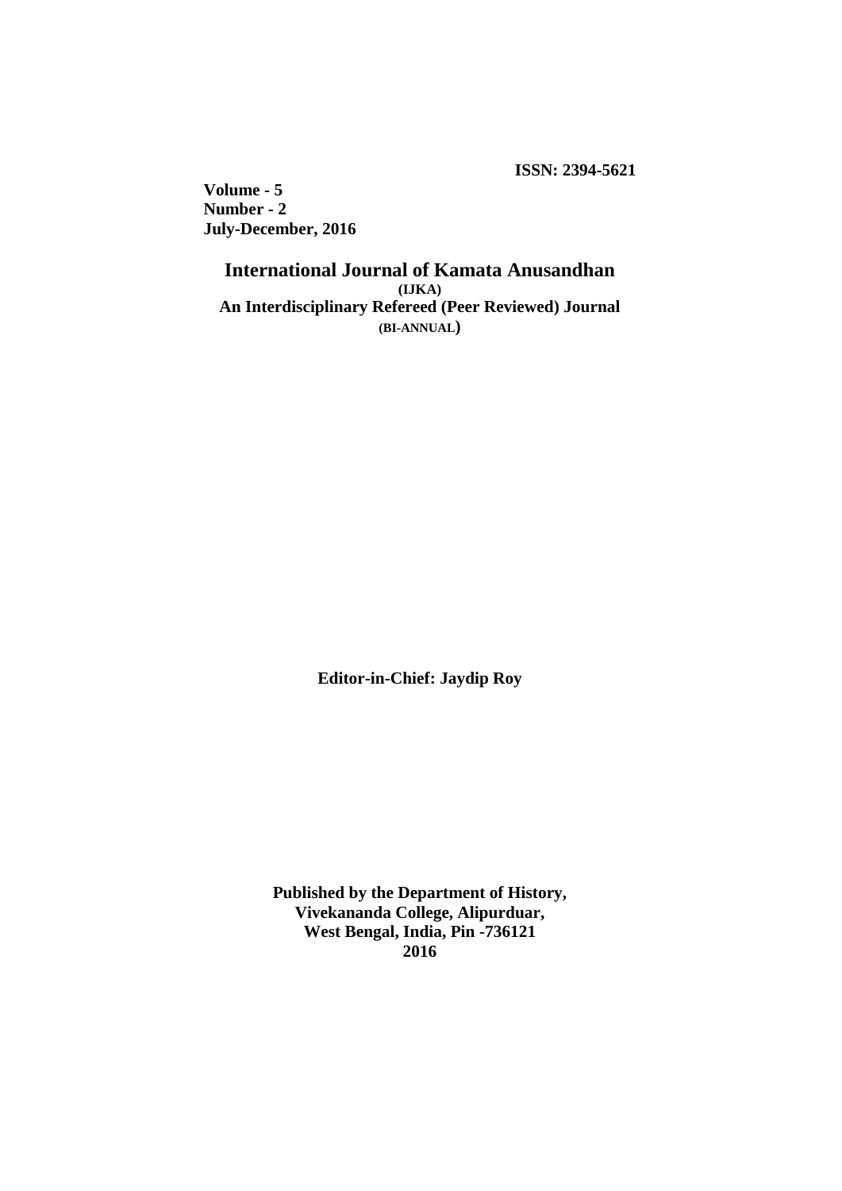**ISSN: 2394-5621**

**Volume - 5**
**Number - 2**
**July-December, 2016**

# International Journal of Kamata Anusandhan

**(IJKA)**

**An Interdisciplinary Refereed (Peer Reviewed) Journal**

**(BI-ANNUAL)**

**Editor-in-Chief: Jaydip Roy**

**Published by the Department of History,**
**Vivekananda College, Alipurduar,**
**West Bengal, India, Pin -736121**
**2016**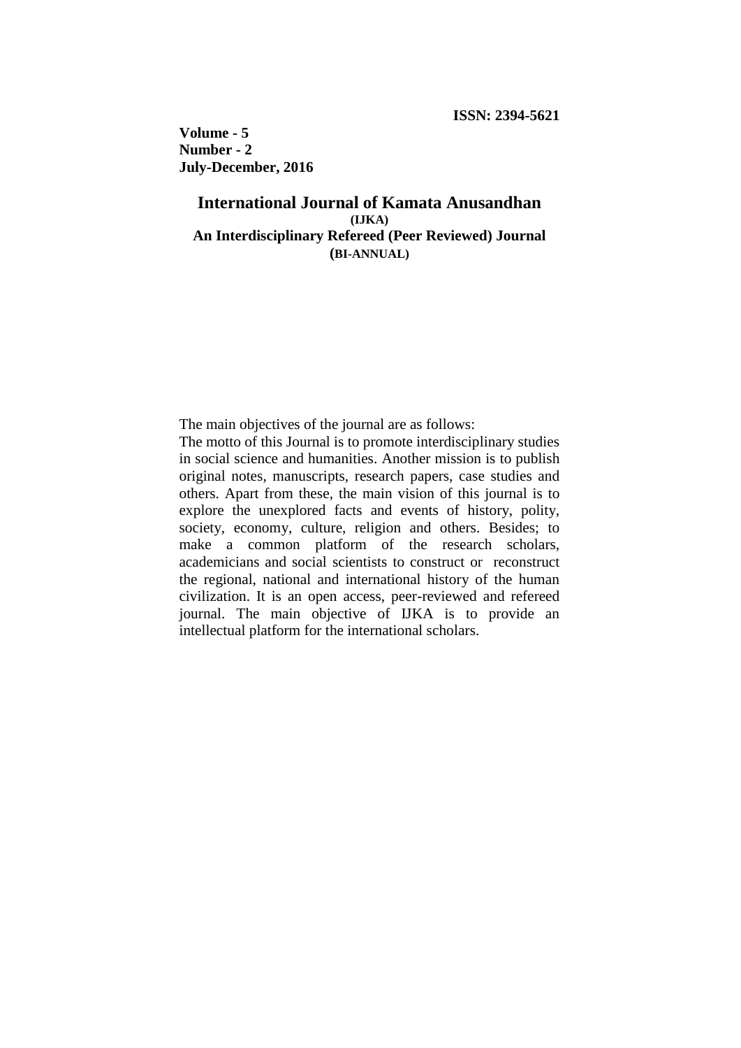**ISSN: 2394-5621**

**Volume - 5**
**Number - 2**
**July-December, 2016**

# International Journal of Kamata Anusandhan

**(IJKA)**

**An Interdisciplinary Refereed (Peer Reviewed) Journal**

**(BI-ANNUAL)**

The main objectives of the journal are as follows:

The motto of this Journal is to promote interdisciplinary studies in social science and humanities. Another mission is to publish original notes, manuscripts, research papers, case studies and others. Apart from these, the main vision of this journal is to explore the unexplored facts and events of history, polity, society, economy, culture, religion and others. Besides; to make a common platform of the research scholars, academicians and social scientists to construct or reconstruct the regional, national and international history of the human civilization. It is an open access, peer-reviewed and refereed journal. The main objective of IJKA is to provide an intellectual platform for the international scholars.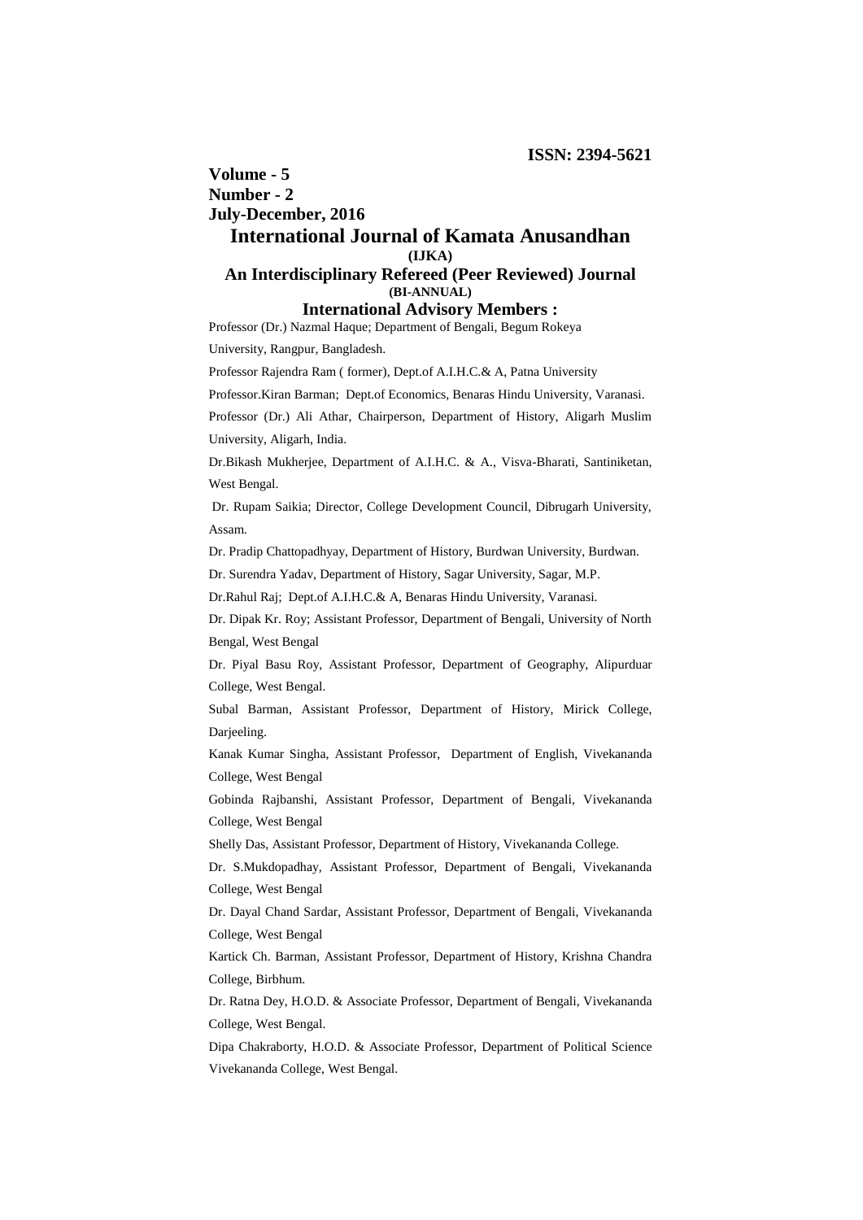**ISSN: 2394-5621**

**Volume - 5**
**Number - 2**
**July-December, 2016**

# International Journal of Kamata Anusandhan

**(IJKA)**

## An Interdisciplinary Refereed (Peer Reviewed) Journal

**(BI-ANNUAL)**

### International Advisory Members :

Professor (Dr.) Nazmal Haque; Department of Bengali, Begum Rokeya University, Rangpur, Bangladesh.

Professor Rajendra Ram ( former), Dept.of A.I.H.C.& A, Patna University

Professor.Kiran Barman; Dept.of Economics, Benaras Hindu University, Varanasi.

Professor (Dr.) Ali Athar, Chairperson, Department of History, Aligarh Muslim University, Aligarh, India.

Dr.Bikash Mukherjee, Department of A.I.H.C. & A., Visva-Bharati, Santiniketan, West Bengal.

Dr. Rupam Saikia; Director, College Development Council, Dibrugarh University, Assam.

Dr. Pradip Chattopadhyay, Department of History, Burdwan University, Burdwan.

Dr. Surendra Yadav, Department of History, Sagar University, Sagar, M.P.

Dr.Rahul Raj; Dept.of A.I.H.C.& A, Benaras Hindu University, Varanasi.

Dr. Dipak Kr. Roy; Assistant Professor, Department of Bengali, University of North Bengal, West Bengal

Dr. Piyal Basu Roy, Assistant Professor, Department of Geography, Alipurduar College, West Bengal.

Subal Barman, Assistant Professor, Department of History, Mirick College, Darjeeling.

Kanak Kumar Singha, Assistant Professor, Department of English, Vivekananda College, West Bengal

Gobinda Rajbanshi, Assistant Professor, Department of Bengali, Vivekananda College, West Bengal

Shelly Das, Assistant Professor, Department of History, Vivekananda College.

Dr. S.Mukdopadhay, Assistant Professor, Department of Bengali, Vivekananda College, West Bengal

Dr. Dayal Chand Sardar, Assistant Professor, Department of Bengali, Vivekananda College, West Bengal

Kartick Ch. Barman, Assistant Professor, Department of History, Krishna Chandra College, Birbhum.

Dr. Ratna Dey, H.O.D. & Associate Professor, Department of Bengali, Vivekananda College, West Bengal.

Dipa Chakraborty, H.O.D. & Associate Professor, Department of Political Science Vivekananda College, West Bengal.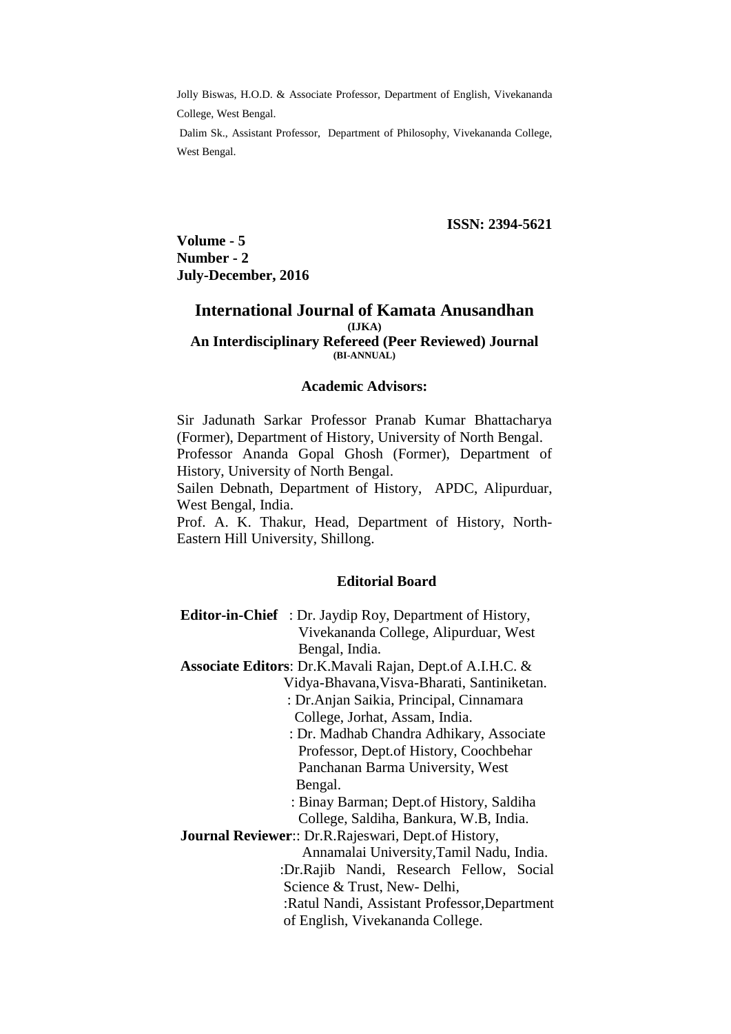Jolly Biswas, H.O.D. & Associate Professor, Department of English, Vivekananda College, West Bengal.

Dalim Sk., Assistant Professor, Department of Philosophy, Vivekananda College, West Bengal.

**ISSN: 2394-5621**

**Volume - 5**
**Number - 2**
**July-December, 2016**

## International Journal of Kamata Anusandhan

**(IJKA)**

**An Interdisciplinary Refereed (Peer Reviewed) Journal**

**(BI-ANNUAL)**

### Academic Advisors:

Sir Jadunath Sarkar Professor Pranab Kumar Bhattacharya (Former), Department of History, University of North Bengal.

Professor Ananda Gopal Ghosh (Former), Department of History, University of North Bengal.

Sailen Debnath, Department of History, APDC, Alipurduar, West Bengal, India.

Prof. A. K. Thakur, Head, Department of History, North-Eastern Hill University, Shillong.

### Editorial Board

**Editor-in-Chief** : Dr. Jaydip Roy, Department of History, Vivekananda College, Alipurduar, West Bengal, India.

**Associate Editors**: Dr.K.Mavali Rajan, Dept.of A.I.H.C. & Vidya-Bhavana,Visva-Bharati, Santiniketan.

: Dr.Anjan Saikia, Principal, Cinnamara College, Jorhat, Assam, India.

: Dr. Madhab Chandra Adhikary, Associate Professor, Dept.of History, Coochbehar Panchanan Barma University, West Bengal.

: Binay Barman; Dept.of History, Saldiha College, Saldiha, Bankura, W.B, India.

**Journal Reviewer**:: Dr.R.Rajeswari, Dept.of History, Annamalai University,Tamil Nadu, India.

:Dr.Rajib Nandi, Research Fellow, Social Science & Trust, New- Delhi,

:Ratul Nandi, Assistant Professor,Department of English, Vivekananda College.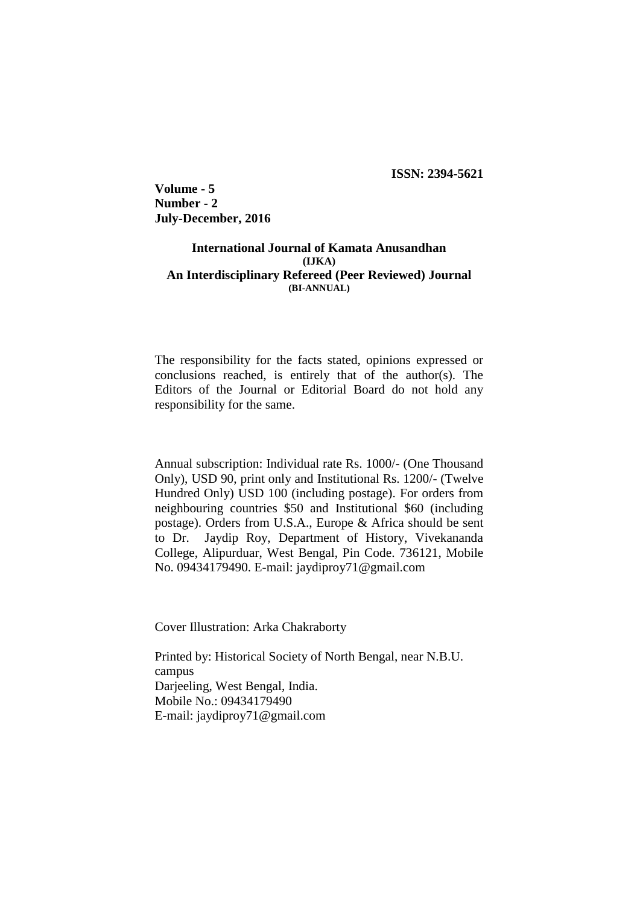**ISSN: 2394-5621**

**Volume - 5**
**Number - 2**
**July-December, 2016**

**International Journal of Kamata Anusandhan**
**(IJKA)**
**An Interdisciplinary Refereed (Peer Reviewed) Journal**
**(BI-ANNUAL)**

The responsibility for the facts stated, opinions expressed or conclusions reached, is entirely that of the author(s). The Editors of the Journal or Editorial Board do not hold any responsibility for the same.

Annual subscription: Individual rate Rs. 1000/- (One Thousand Only), USD 90, print only and Institutional Rs. 1200/- (Twelve Hundred Only) USD 100 (including postage). For orders from neighbouring countries $50 and Institutional $60 (including postage). Orders from U.S.A., Europe & Africa should be sent to Dr. Jaydip Roy, Department of History, Vivekananda College, Alipurduar, West Bengal, Pin Code. 736121, Mobile No. 09434179490. E-mail: jaydiproy71@gmail.com

Cover Illustration: Arka Chakraborty

Printed by: Historical Society of North Bengal, near N.B.U. campus
Darjeeling, West Bengal, India.
Mobile No.: 09434179490
E-mail: jaydiproy71@gmail.com